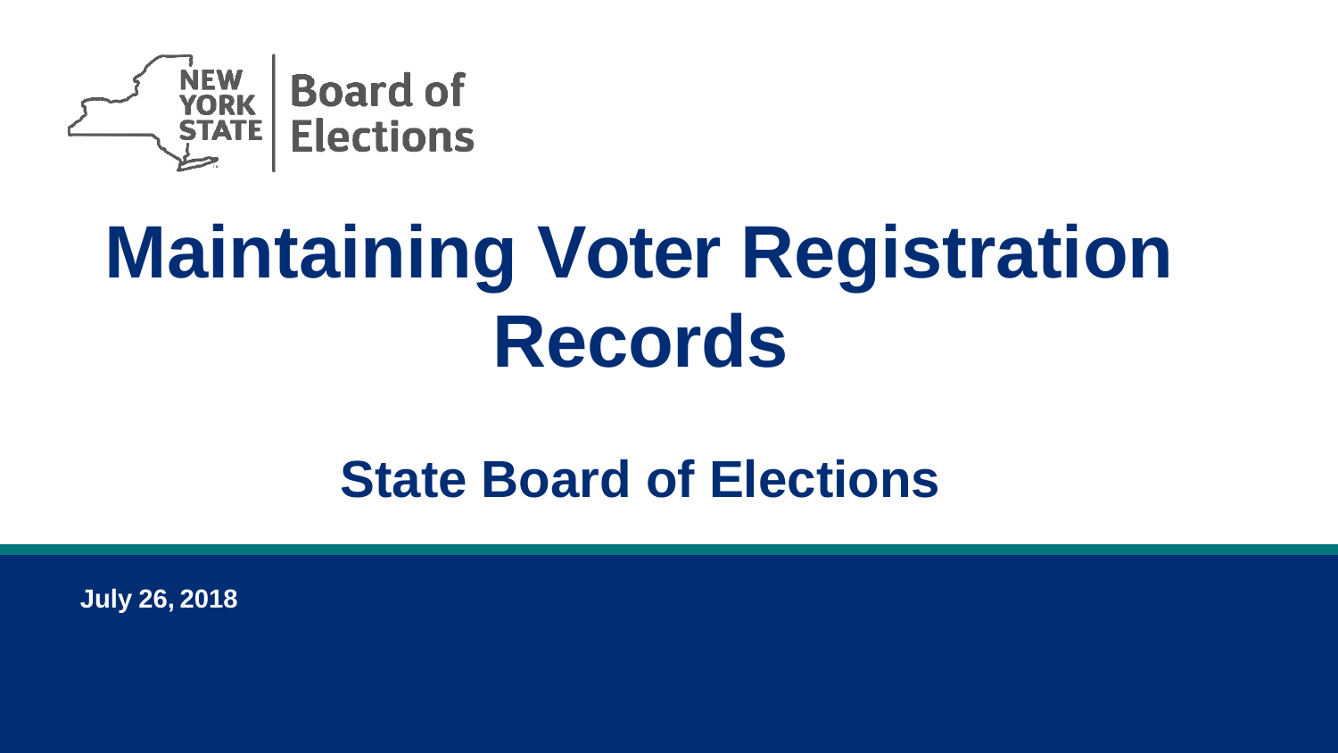NEW YORK STATE | Board of Elections

# Maintaining Voter Registration Records

## State Board of Elections

**July 26, 2018**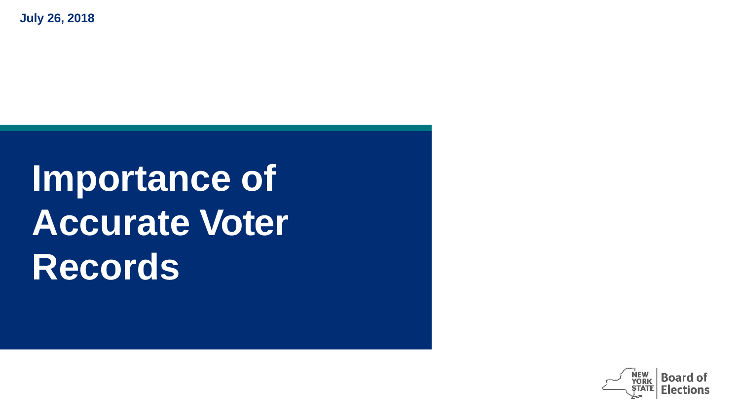July 26, 2018

# Importance of Accurate Voter Records

NEW YORK STATE | Board of Elections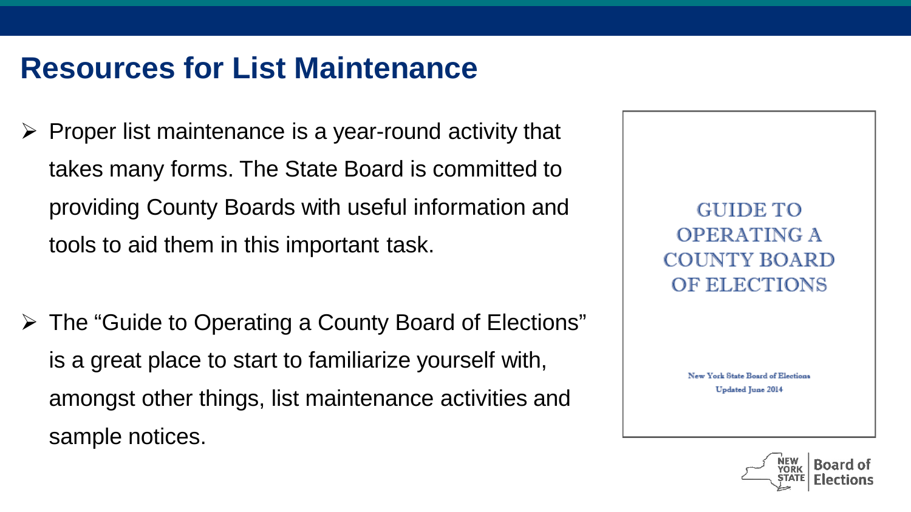# Resources for List Maintenance

- Proper list maintenance is a year-round activity that takes many forms. The State Board is committed to providing County Boards with useful information and tools to aid them in this important task.

- The "Guide to Operating a County Board of Elections" is a great place to start to familiarize yourself with, amongst other things, list maintenance activities and sample notices.

GUIDE TO OPERATING A COUNTY BOARD OF ELECTIONS

New York State Board of Elections
Updated June 2014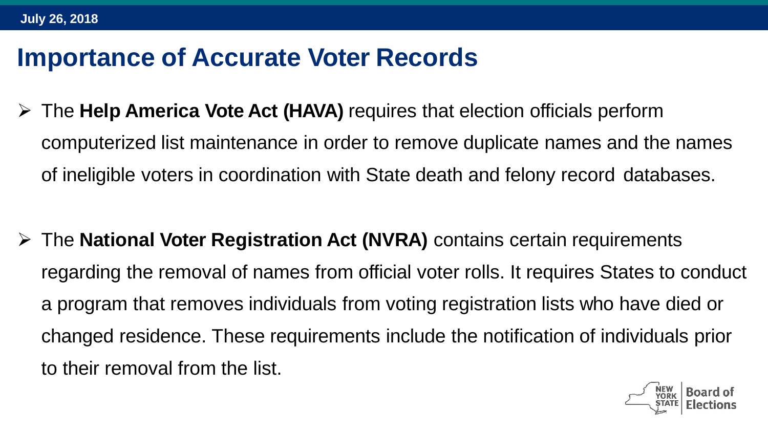# Importance of Accurate Voter Records

- The **Help America Vote Act (HAVA)** requires that election officials perform computerized list maintenance in order to remove duplicate names and the names of ineligible voters in coordination with State death and felony record databases.

- The **National Voter Registration Act (NVRA)** contains certain requirements regarding the removal of names from official voter rolls. It requires States to conduct a program that removes individuals from voting registration lists who have died or changed residence. These requirements include the notification of individuals prior to their removal from the list.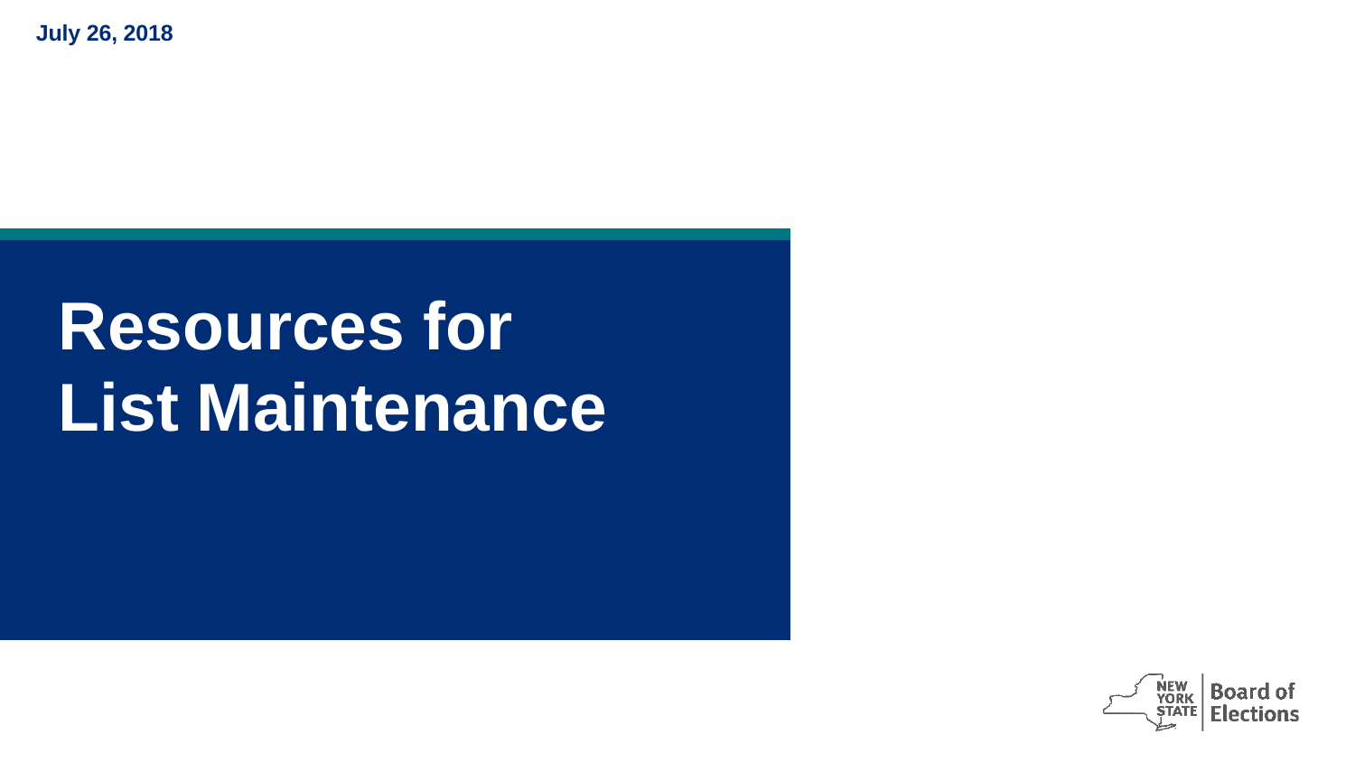July 26, 2018

# Resources for List Maintenance

NEW YORK STATE | Board of Elections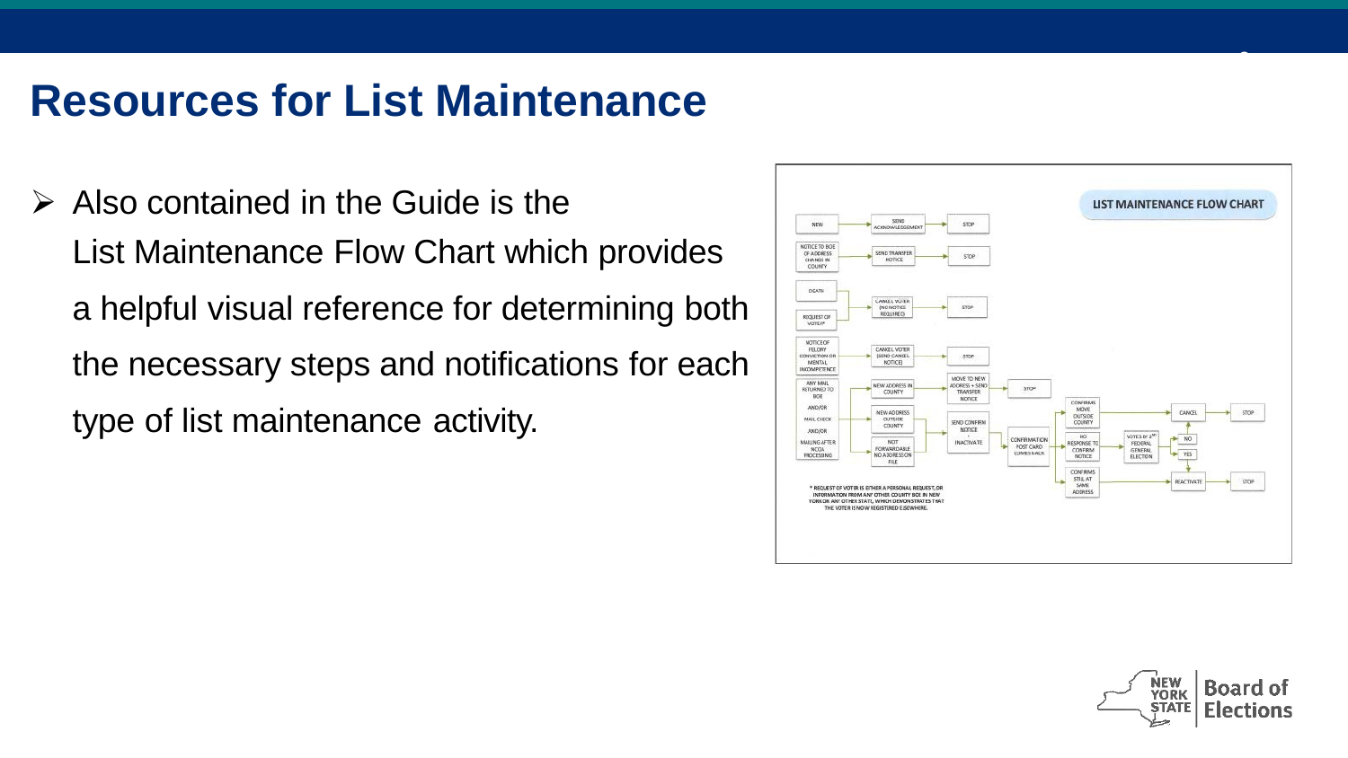# Resources for List Maintenance

- Also contained in the Guide is the List Maintenance Flow Chart which provides a helpful visual reference for determining both the necessary steps and notifications for each type of list maintenance activity.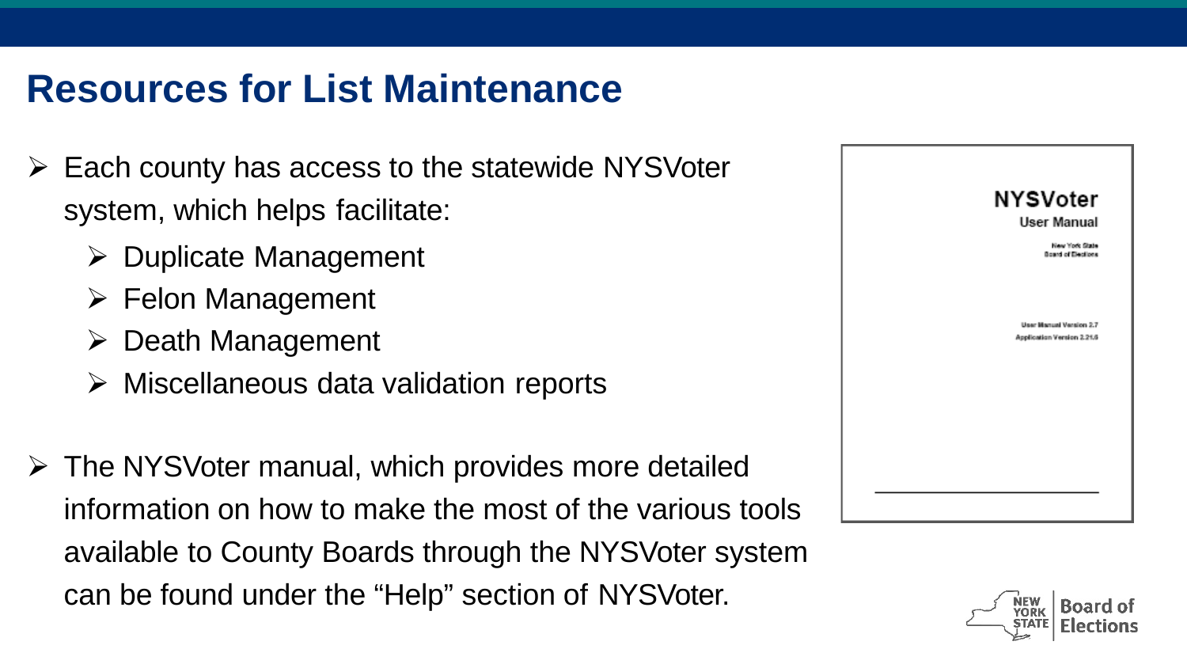# Resources for List Maintenance

- Each county has access to the statewide NYSVoter system, which helps facilitate:
  - Duplicate Management
  - Felon Management
  - Death Management
  - Miscellaneous data validation reports

- The NYSVoter manual, which provides more detailed information on how to make the most of the various tools available to County Boards through the NYSVoter system can be found under the “Help” section of NYSVoter.

**NYSVoter**
User Manual

New York State
Board of Elections

User Manual Version 2.7
Application Version 2.21.6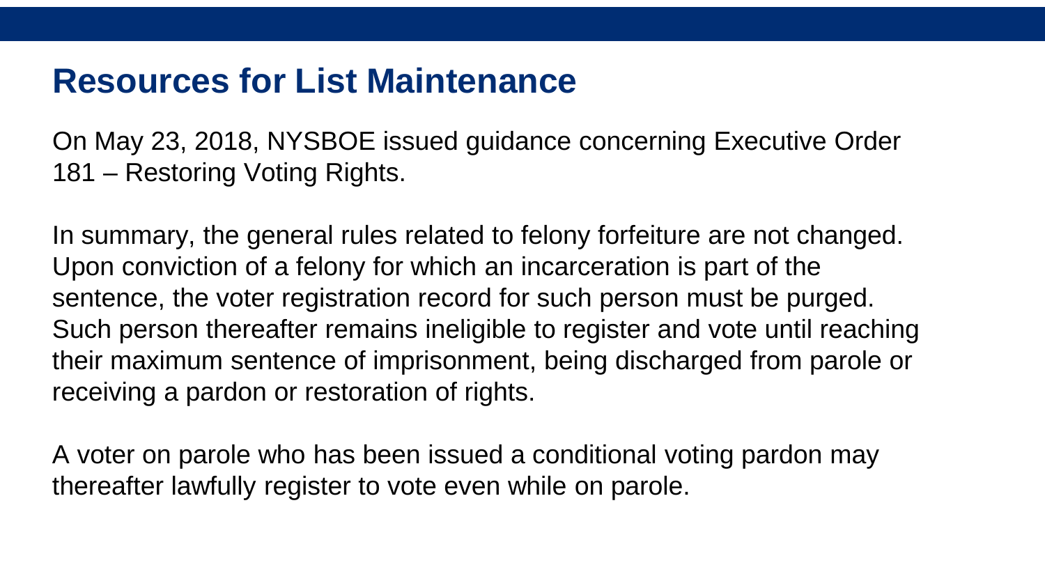# Resources for List Maintenance

On May 23, 2018, NYSBOE issued guidance concerning Executive Order 181 – Restoring Voting Rights.

In summary, the general rules related to felony forfeiture are not changed. Upon conviction of a felony for which an incarceration is part of the sentence, the voter registration record for such person must be purged. Such person thereafter remains ineligible to register and vote until reaching their maximum sentence of imprisonment, being discharged from parole or receiving a pardon or restoration of rights.

A voter on parole who has been issued a conditional voting pardon may thereafter lawfully register to vote even while on parole.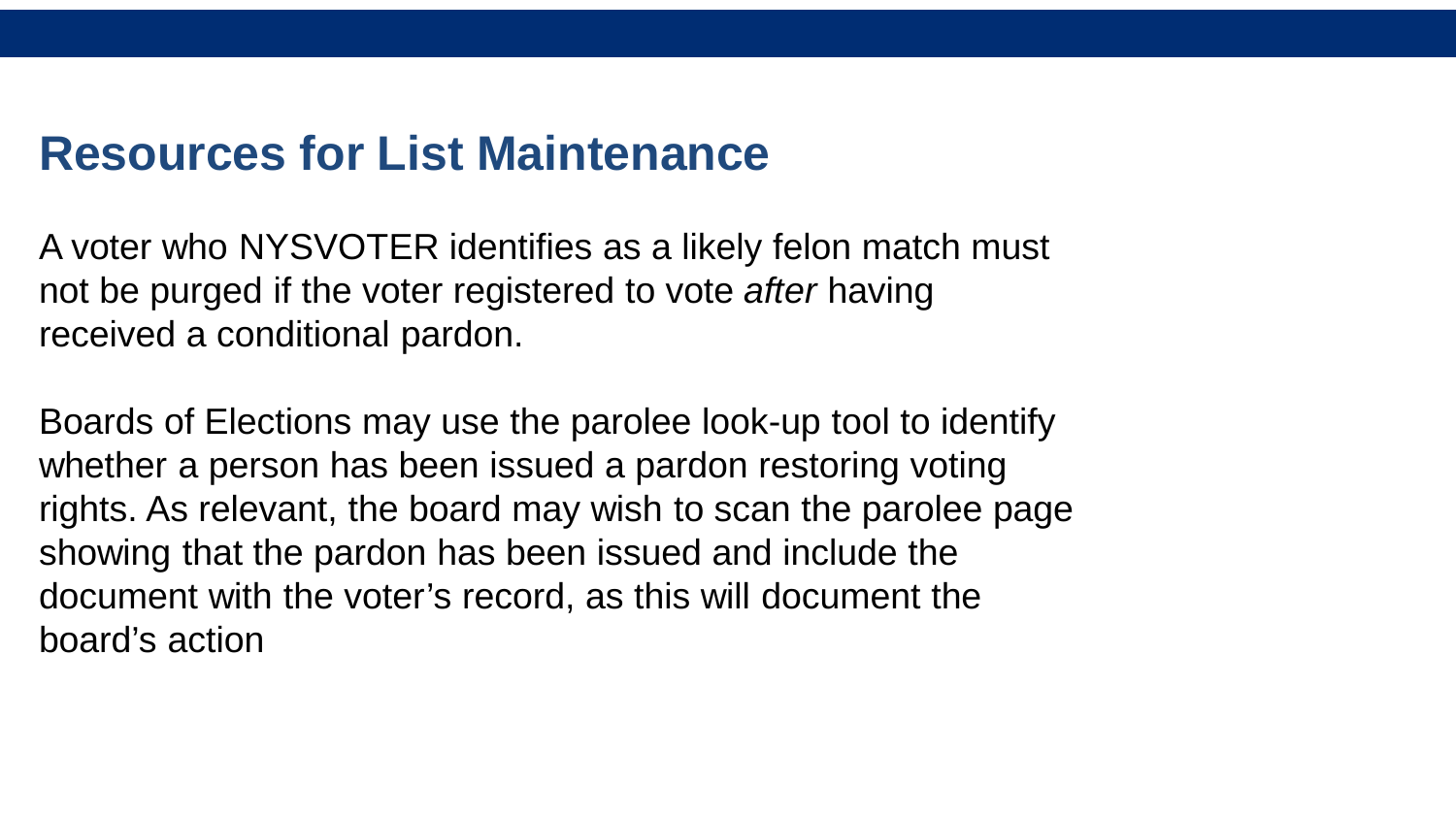# Resources for List Maintenance

A voter who NYSVOTER identifies as a likely felon match must not be purged if the voter registered to vote *after* having received a conditional pardon.

Boards of Elections may use the parolee look-up tool to identify whether a person has been issued a pardon restoring voting rights. As relevant, the board may wish to scan the parolee page showing that the pardon has been issued and include the document with the voter's record, as this will document the board's action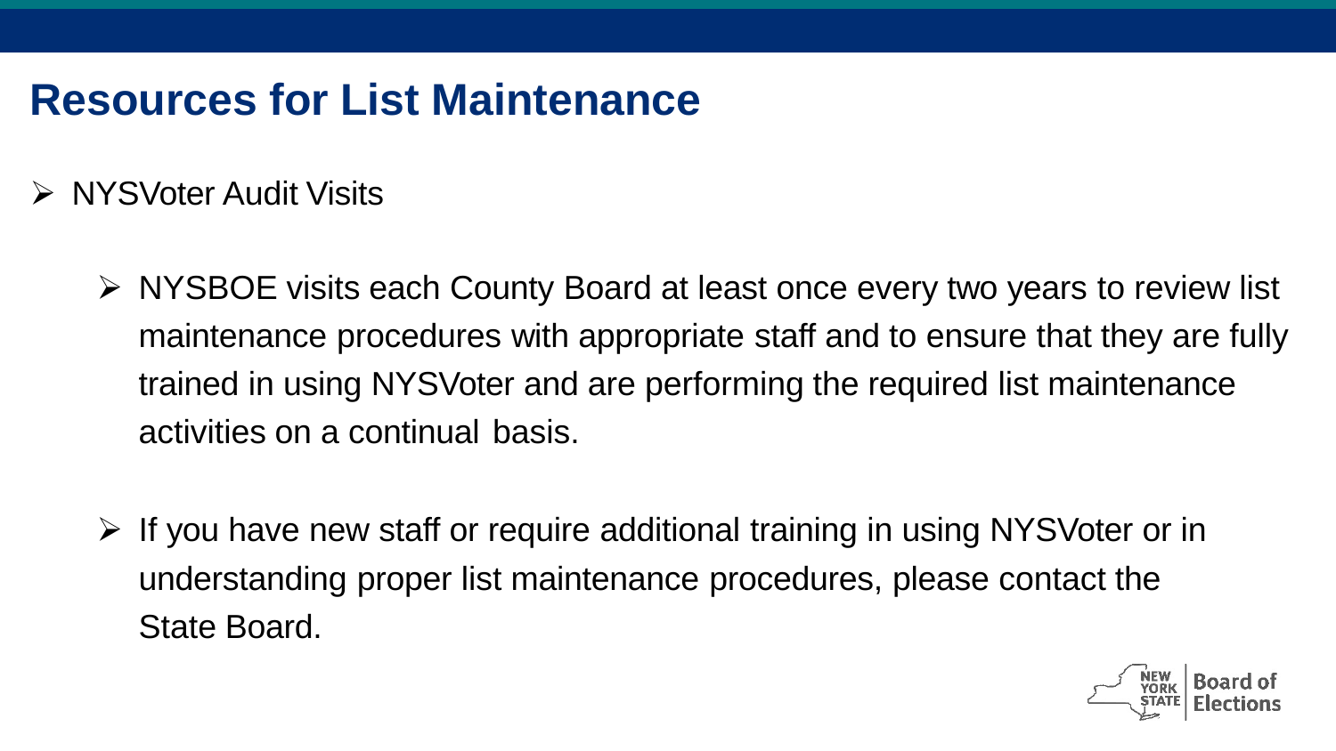# Resources for List Maintenance

- NYSVoter Audit Visits
  - NYSBOE visits each County Board at least once every two years to review list maintenance procedures with appropriate staff and to ensure that they are fully trained in using NYSVoter and are performing the required list maintenance activities on a continual basis.
  - If you have new staff or require additional training in using NYSVoter or in understanding proper list maintenance procedures, please contact the State Board.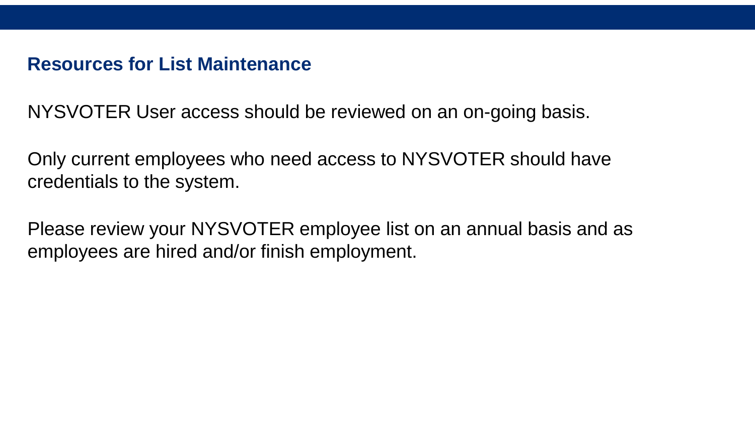## Resources for List Maintenance

NYSVOTER User access should be reviewed on an on-going basis.

Only current employees who need access to NYSVOTER should have credentials to the system.

Please review your NYSVOTER employee list on an annual basis and as employees are hired and/or finish employment.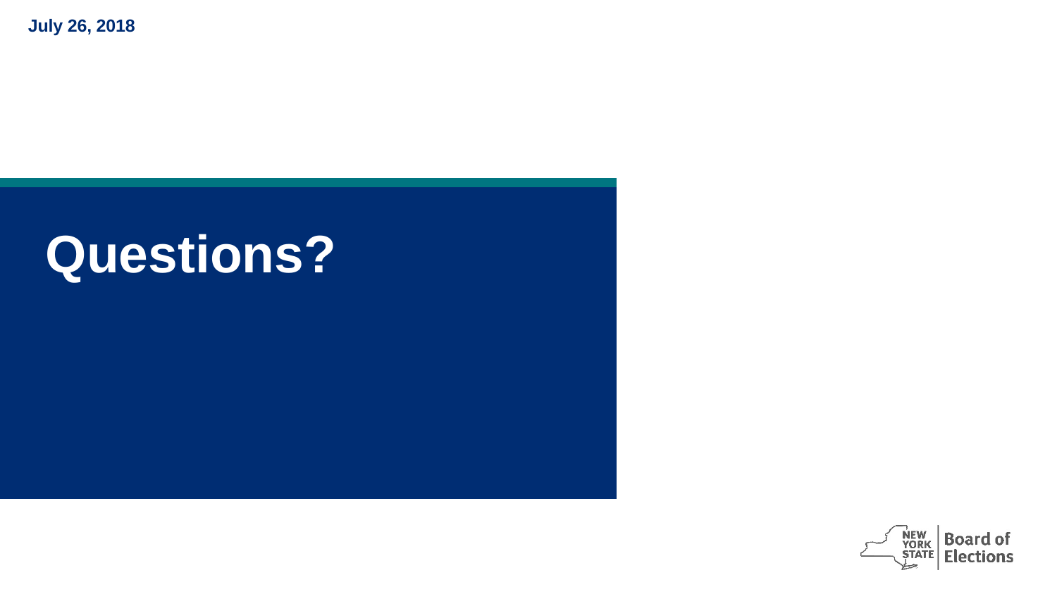July 26, 2018

# Questions?

NEW YORK STATE | Board of Elections